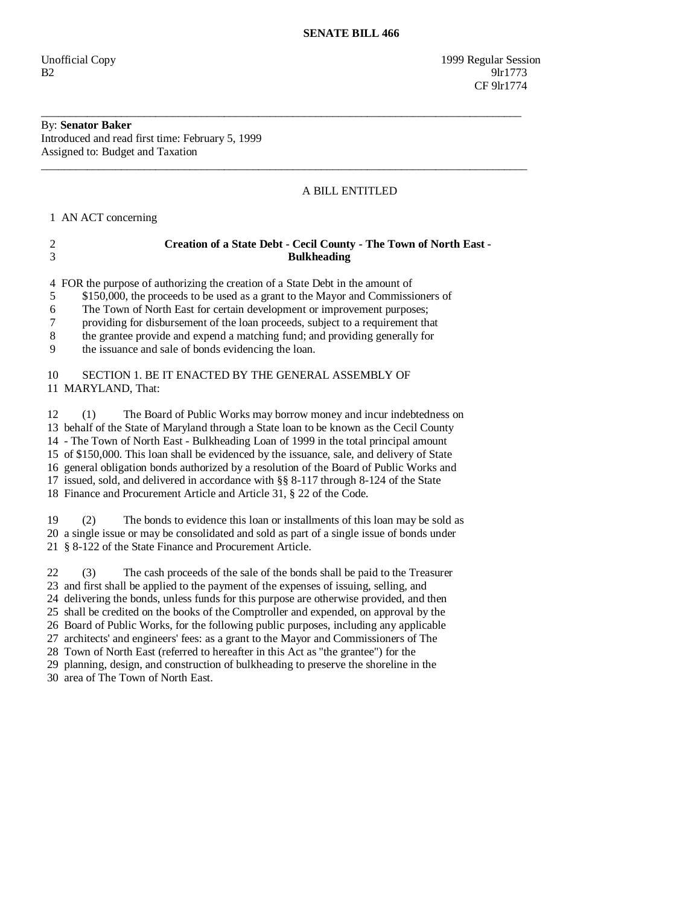# SENATE BILL 466

Unofficial Copy 1999 Regular Session
B2 9lr1773
CF 9lr1774

---

By: **Senator Baker**
Introduced and read first time: February 5, 1999
Assigned to: Budget and Taxation

---

A BILL ENTITLED

1 AN ACT concerning

2 **Creation of a State Debt - Cecil County - The Town of North East -**
3 **Bulkheading**

4 FOR the purpose of authorizing the creation of a State Debt in the amount of
5 $150,000, the proceeds to be used as a grant to the Mayor and Commissioners of
6 The Town of North East for certain development or improvement purposes;
7 providing for disbursement of the loan proceeds, subject to a requirement that
8 the grantee provide and expend a matching fund; and providing generally for
9 the issuance and sale of bonds evidencing the loan.

10 SECTION 1. BE IT ENACTED BY THE GENERAL ASSEMBLY OF
11 MARYLAND, That:

12 (1) The Board of Public Works may borrow money and incur indebtedness on
13 behalf of the State of Maryland through a State loan to be known as the Cecil County
14 - The Town of North East - Bulkheading Loan of 1999 in the total principal amount
15 of $150,000. This loan shall be evidenced by the issuance, sale, and delivery of State
16 general obligation bonds authorized by a resolution of the Board of Public Works and
17 issued, sold, and delivered in accordance with §§ 8-117 through 8-124 of the State
18 Finance and Procurement Article and Article 31, § 22 of the Code.

19 (2) The bonds to evidence this loan or installments of this loan may be sold as
20 a single issue or may be consolidated and sold as part of a single issue of bonds under
21 § 8-122 of the State Finance and Procurement Article.

22 (3) The cash proceeds of the sale of the bonds shall be paid to the Treasurer
23 and first shall be applied to the payment of the expenses of issuing, selling, and
24 delivering the bonds, unless funds for this purpose are otherwise provided, and then
25 shall be credited on the books of the Comptroller and expended, on approval by the
26 Board of Public Works, for the following public purposes, including any applicable
27 architects' and engineers' fees: as a grant to the Mayor and Commissioners of The
28 Town of North East (referred to hereafter in this Act as "the grantee") for the
29 planning, design, and construction of bulkheading to preserve the shoreline in the
30 area of The Town of North East.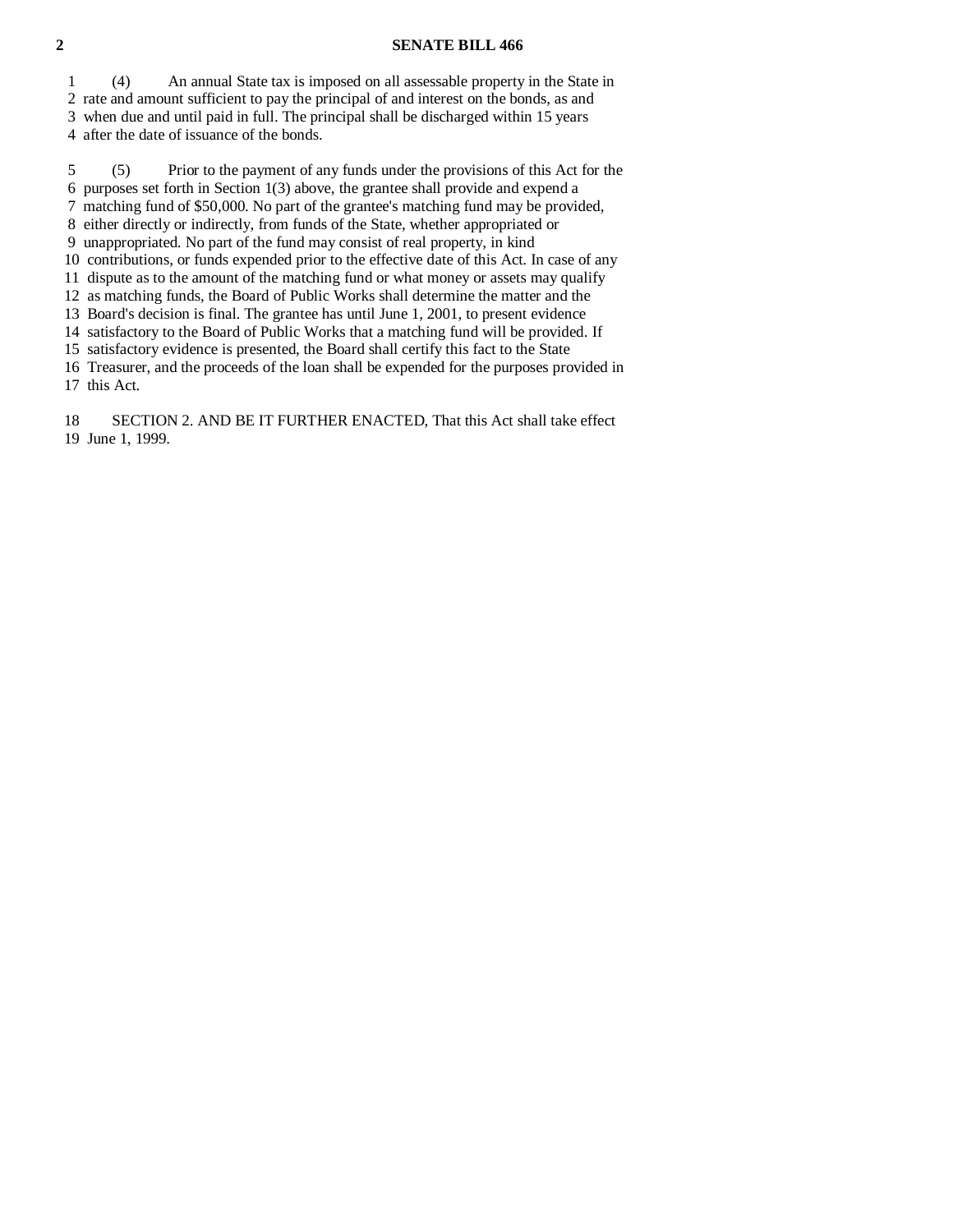(4) An annual State tax is imposed on all assessable property in the State in rate and amount sufficient to pay the principal of and interest on the bonds, as and when due and until paid in full. The principal shall be discharged within 15 years after the date of issuance of the bonds.

(5) Prior to the payment of any funds under the provisions of this Act for the purposes set forth in Section 1(3) above, the grantee shall provide and expend a matching fund of $50,000. No part of the grantee's matching fund may be provided, either directly or indirectly, from funds of the State, whether appropriated or unappropriated. No part of the fund may consist of real property, in kind contributions, or funds expended prior to the effective date of this Act. In case of any dispute as to the amount of the matching fund or what money or assets may qualify as matching funds, the Board of Public Works shall determine the matter and the Board's decision is final. The grantee has until June 1, 2001, to present evidence satisfactory to the Board of Public Works that a matching fund will be provided. If satisfactory evidence is presented, the Board shall certify this fact to the State Treasurer, and the proceeds of the loan shall be expended for the purposes provided in this Act.

SECTION 2. AND BE IT FURTHER ENACTED, That this Act shall take effect June 1, 1999.